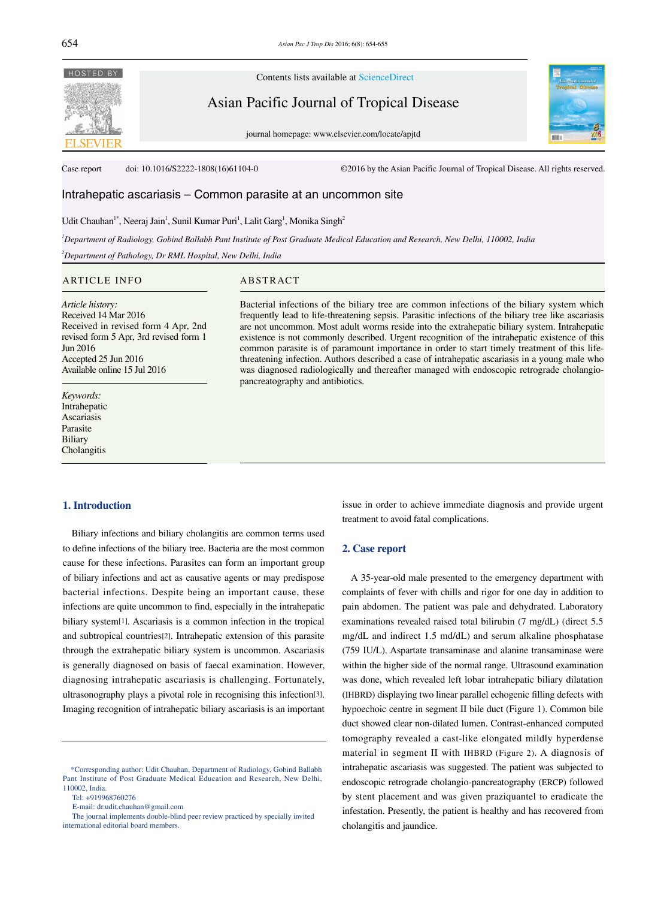Contents lists available at ScienceDirect

Asian Pacific Journal of Tropical Disease

journal homepage: www.elsevier.com/locate/apjtd

Case report doi: 10.1016/S2222-1808(16)61104-0 ©2016 by the Asian Pacific Journal of Tropical Disease. All rights reserved.

# Intrahepatic ascariasis – Common parasite at an uncommon site

Udit Chauhan[1*], Neeraj Jain[1], Sunil Kumar Puri[1], Lalit Garg[1], Monika Singh[2]

[1]*Department of Radiology, Gobind Ballabh Pant Institute of Post Graduate Medical Education and Research, New Delhi, 110002, India*

[2]*Department of Pathology, Dr RML Hospital, New Delhi, India*

## ARTICLE INFO

*Article history:*
Received 14 Mar 2016
Received in revised form 4 Apr, 2nd revised form 5 Apr, 3rd revised form 1 Jun 2016
Accepted 25 Jun 2016
Available online 15 Jul 2016

*Keywords:*
Intrahepatic
Ascariasis
Parasite
Biliary
Cholangitis

## ABSTRACT

Bacterial infections of the biliary tree are common infections of the biliary system which frequently lead to life-threatening sepsis. Parasitic infections of the biliary tree like ascariasis are not uncommon. Most adult worms reside into the extrahepatic biliary system. Intrahepatic existence is not commonly described. Urgent recognition of the intrahepatic existence of this common parasite is of paramount importance in order to start timely treatment of this life-threatening infection. Authors described a case of intrahepatic ascariasis in a young male who was diagnosed radiologically and thereafter managed with endoscopic retrograde cholangio-pancreatography and antibiotics.

## 1. Introduction

Biliary infections and biliary cholangitis are common terms used to define infections of the biliary tree. Bacteria are the most common cause for these infections. Parasites can form an important group of biliary infections and act as causative agents or may predispose bacterial infections. Despite being an important cause, these infections are quite uncommon to find, especially in the intrahepatic biliary system[1]. Ascariasis is a common infection in the tropical and subtropical countries[2]. Intrahepatic extension of this parasite through the extrahepatic biliary system is uncommon. Ascariasis is generally diagnosed on basis of faecal examination. However, diagnosing intrahepatic ascariasis is challenging. Fortunately, ultrasonography plays a pivotal role in recognising this infection[3]. Imaging recognition of intrahepatic biliary ascariasis is an important issue in order to achieve immediate diagnosis and provide urgent treatment to avoid fatal complications.

## 2. Case report

A 35-year-old male presented to the emergency department with complaints of fever with chills and rigor for one day in addition to pain abdomen. The patient was pale and dehydrated. Laboratory examinations revealed raised total bilirubin (7 mg/dL) (direct 5.5 mg/dL and indirect 1.5 md/dL) and serum alkaline phosphatase (759 IU/L). Aspartate transaminase and alanine transaminase were within the higher side of the normal range. Ultrasound examination was done, which revealed left lobar intrahepatic biliary dilatation (IHBRD) displaying two linear parallel echogenic filling defects with hypoechoic centre in segment II bile duct (Figure 1). Common bile duct showed clear non-dilated lumen. Contrast-enhanced computed tomography revealed a cast-like elongated mildly hyperdense material in segment II with IHBRD (Figure 2). A diagnosis of intrahepatic ascariasis was suggested. The patient was subjected to endoscopic retrograde cholangio-pancreatography (ERCP) followed by stent placement and was given praziquantel to eradicate the infestation. Presently, the patient is healthy and has recovered from cholangitis and jaundice.

---

*Corresponding author: Udit Chauhan, Department of Radiology, Gobind Ballabh Pant Institute of Post Graduate Medical Education and Research, New Delhi, 110002, India.
Tel: +919968760276
E-mail: dr.udit.chauhan@gmail.com
The journal implements double-blind peer review practiced by specially invited international editorial board members.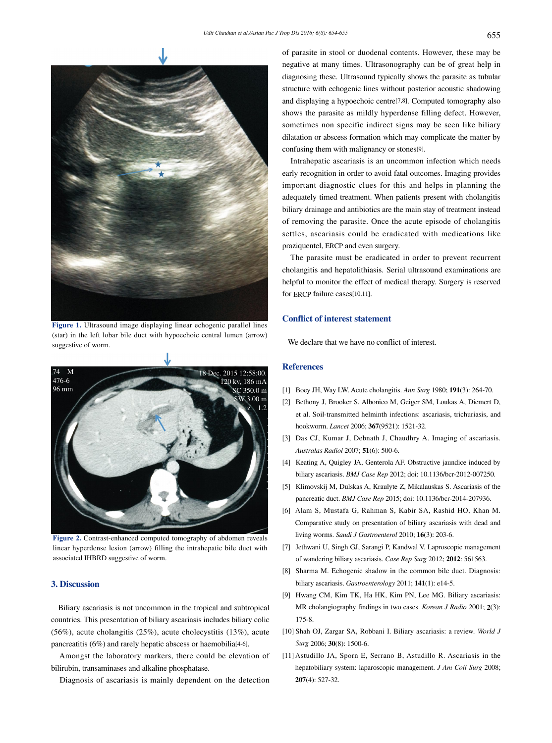Figure 1. Ultrasound image displaying linear echogenic parallel lines (star) in the left lobar bile duct with hypoechoic central lumen (arrow) suggestive of worm.

Figure 2. Contrast-enhanced computed tomography of abdomen reveals linear hyperdense lesion (arrow) filling the intrahepatic bile duct with associated IHBRD suggestive of worm.

## 3. Discussion

Biliary ascariasis is not uncommon in the tropical and subtropical countries. This presentation of biliary ascariasis includes biliary colic (56%), acute cholangitis (25%), acute cholecystitis (13%), acute pancreatitis (6%) and rarely hepatic abscess or haemobilia[4-6].

Amongst the laboratory markers, there could be elevation of bilirubin, transaminases and alkaline phosphatase.

Diagnosis of ascariasis is mainly dependent on the detection of parasite in stool or duodenal contents. However, these may be negative at many times. Ultrasonography can be of great help in diagnosing these. Ultrasound typically shows the parasite as tubular structure with echogenic lines without posterior acoustic shadowing and displaying a hypoechoic centre[7,8]. Computed tomography also shows the parasite as mildly hyperdense filling defect. However, sometimes non specific indirect signs may be seen like biliary dilatation or abscess formation which may complicate the matter by confusing them with malignancy or stones[9].

Intrahepatic ascariasis is an uncommon infection which needs early recognition in order to avoid fatal outcomes. Imaging provides important diagnostic clues for this and helps in planning the adequately timed treatment. When patients present with cholangitis biliary drainage and antibiotics are the main stay of treatment instead of removing the parasite. Once the acute episode of cholangitis settles, ascariasis could be eradicated with medications like praziquentel, ERCP and even surgery.

The parasite must be eradicated in order to prevent recurrent cholangitis and hepatolithiasis. Serial ultrasound examinations are helpful to monitor the effect of medical therapy. Surgery is reserved for ERCP failure cases[10,11].

## Conflict of interest statement

We declare that we have no conflict of interest.

## References

[1] Boey JH, Way LW. Acute cholangitis. *Ann Surg* 1980; **191**(3): 264-70.

[2] Bethony J, Brooker S, Albonico M, Geiger SM, Loukas A, Diemert D, et al. Soil-transmitted helminth infections: ascariasis, trichuriasis, and hookworm. *Lancet* 2006; **367**(9521): 1521-32.

[3] Das CJ, Kumar J, Debnath J, Chaudhry A. Imaging of ascariasis. *Australas Radiol* 2007; **51**(6): 500-6.

[4] Keating A, Quigley JA, Genterola AF. Obstructive jaundice induced by biliary ascariasis. *BMJ Case Rep* 2012; doi: 10.1136/bcr-2012-007250.

[5] Klimovskij M, Dulskas A, Kraulyte Z, Mikalauskas S. Ascariasis of the pancreatic duct. *BMJ Case Rep* 2015; doi: 10.1136/bcr-2014-207936.

[6] Alam S, Mustafa G, Rahman S, Kabir SA, Rashid HO, Khan M. Comparative study on presentation of biliary ascariasis with dead and living worms. *Saudi J Gastroenterol* 2010; **16**(3): 203-6.

[7] Jethwani U, Singh GJ, Sarangi P, Kandwal V. Laproscopic management of wandering biliary ascariasis. *Case Rep Surg* 2012; **2012**: 561563.

[8] Sharma M. Echogenic shadow in the common bile duct. Diagnosis: biliary ascariasis. *Gastroenterology* 2011; **141**(1): e14-5.

[9] Hwang CM, Kim TK, Ha HK, Kim PN, Lee MG. Biliary ascariasis: MR cholangiography findings in two cases. *Korean J Radio* 2001; **2**(3): 175-8.

[10] Shah OJ, Zargar SA, Robbani I. Biliary ascariasis: a review. *World J Surg* 2006; **30**(8): 1500-6.

[11] Astudillo JA, Sporn E, Serrano B, Astudillo R. Ascariasis in the hepatobiliary system: laparoscopic management. *J Am Coll Surg* 2008; **207**(4): 527-32.